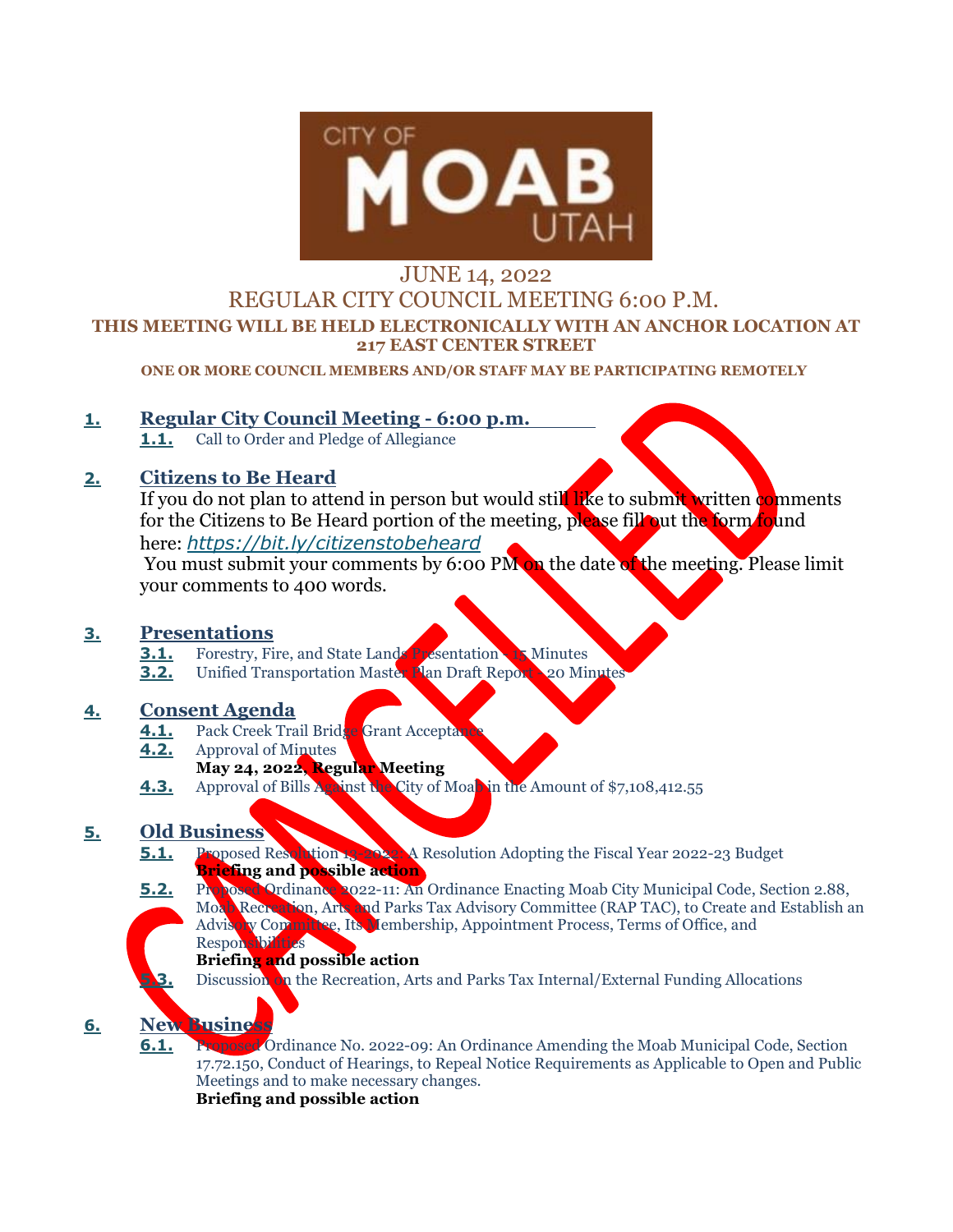CITY OF MOAB UTAH

JUNE 14, 2022

REGULAR CITY COUNCIL MEETING 6:00 P.M.

**THIS MEETING WILL BE HELD ELECTRONICALLY WITH AN ANCHOR LOCATION AT 217 EAST CENTER STREET**

**ONE OR MORE COUNCIL MEMBERS AND/OR STAFF MAY BE PARTICIPATING REMOTELY**

CANCELLED

## 1. Regular City Council Meeting - 6:00 p.m.

**1.1.** Call to Order and Pledge of Allegiance

## 2. Citizens to Be Heard

If you do not plan to attend in person but would still like to submit written comments for the Citizens to Be Heard portion of the meeting, please fill out the form found here: *https://bit.ly/citizenstobeheard*

You must submit your comments by 6:00 PM on the date of the meeting. Please limit your comments to 400 words.

## 3. Presentations

**3.1.** Forestry, Fire, and State Lands Presentation - 15 Minutes

**3.2.** Unified Transportation Master Plan Draft Report - 20 Minutes

## 4. Consent Agenda

**4.1.** Pack Creek Trail Bridge Grant Acceptance

**4.2.** Approval of Minutes
**May 24, 2022, Regular Meeting**

**4.3.** Approval of Bills Against the City of Moab in the Amount of $7,108,412.55

## 5. Old Business

**5.1.** Proposed Resolution 13-2022: A Resolution Adopting the Fiscal Year 2022-23 Budget
**Briefing and possible action**

**5.2.** Proposed Ordinance 2022-11: An Ordinance Enacting Moab City Municipal Code, Section 2.88, Moab Recreation, Arts and Parks Tax Advisory Committee (RAP TAC), to Create and Establish an Advisory Committee, Its Membership, Appointment Process, Terms of Office, and Responsibilities
**Briefing and possible action**

**5.3.** Discussion on the Recreation, Arts and Parks Tax Internal/External Funding Allocations

## 6. New Business

**6.1.** Proposed Ordinance No. 2022-09: An Ordinance Amending the Moab Municipal Code, Section 17.72.150, Conduct of Hearings, to Repeal Notice Requirements as Applicable to Open and Public Meetings and to make necessary changes.
**Briefing and possible action**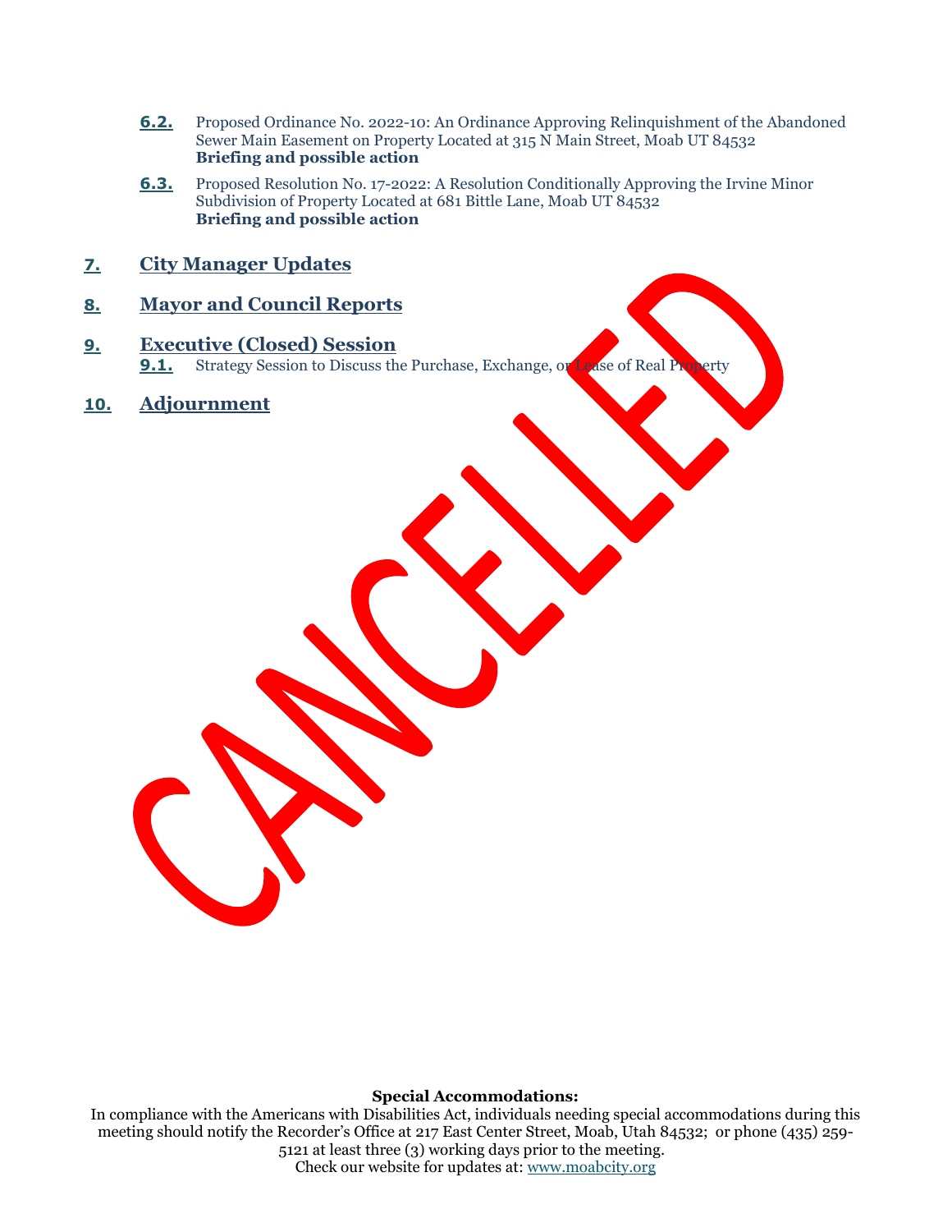**6.2.** Proposed Ordinance No. 2022-10: An Ordinance Approving Relinquishment of the Abandoned Sewer Main Easement on Property Located at 315 N Main Street, Moab UT 84532
**Briefing and possible action**

**6.3.** Proposed Resolution No. 17-2022: A Resolution Conditionally Approving the Irvine Minor Subdivision of Property Located at 681 Bittle Lane, Moab UT 84532
**Briefing and possible action**

## 7. City Manager Updates

## 8. Mayor and Council Reports

## 9. Executive (Closed) Session

**9.1.** Strategy Session to Discuss the Purchase, Exchange, or Lease of Real Property

## 10. Adjournment

CANCELLED

**Special Accommodations:**

In compliance with the Americans with Disabilities Act, individuals needing special accommodations during this meeting should notify the Recorder's Office at 217 East Center Street, Moab, Utah 84532; or phone (435) 259-5121 at least three (3) working days prior to the meeting.

Check our website for updates at: www.moabcity.org